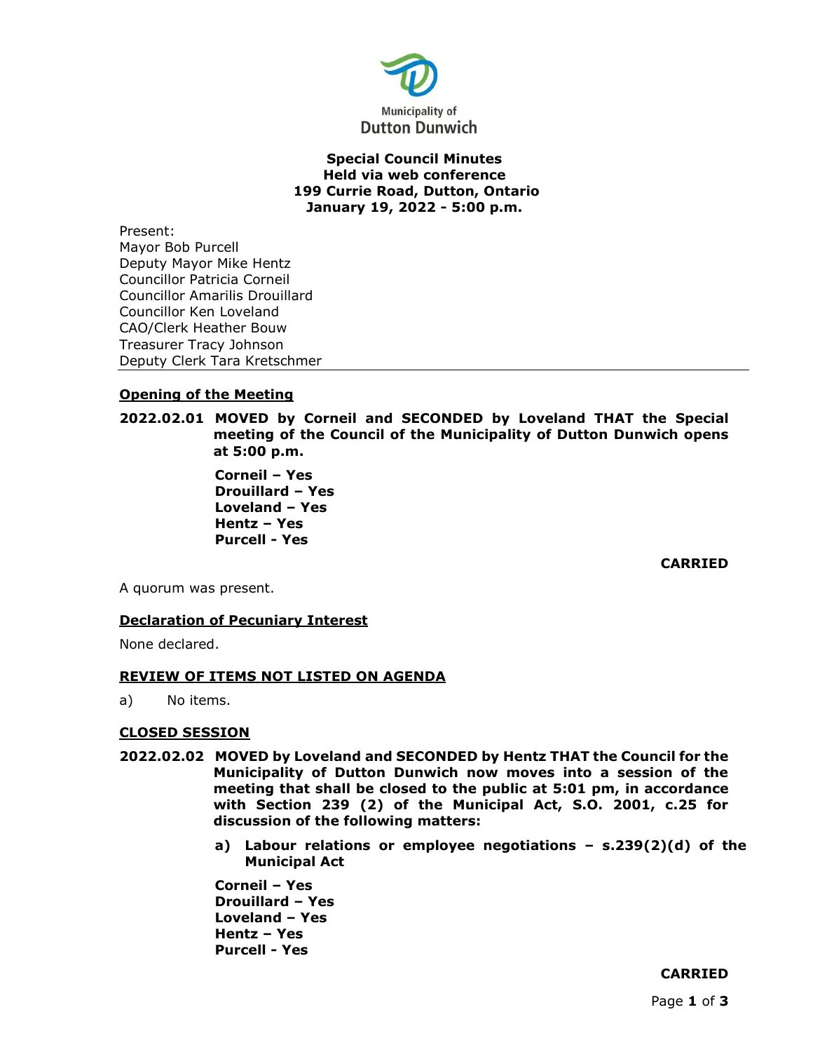Municipality of Dutton Dunwich

**Special Council Minutes**
**Held via web conference**
**199 Currie Road, Dutton, Ontario**
**January 19, 2022 - 5:00 p.m.**

Present:
Mayor Bob Purcell
Deputy Mayor Mike Hentz
Councillor Patricia Corneil
Councillor Amarilis Drouillard
Councillor Ken Loveland
CAO/Clerk Heather Bouw
Treasurer Tracy Johnson
Deputy Clerk Tara Kretschmer

## Opening of the Meeting

**2022.02.01 MOVED by Corneil and SECONDED by Loveland THAT the Special meeting of the Council of the Municipality of Dutton Dunwich opens at 5:00 p.m.**

**Corneil – Yes**
**Drouillard – Yes**
**Loveland – Yes**
**Hentz – Yes**
**Purcell - Yes**

**CARRIED**

A quorum was present.

## Declaration of Pecuniary Interest

None declared.

## REVIEW OF ITEMS NOT LISTED ON AGENDA

a) No items.

## CLOSED SESSION

**2022.02.02 MOVED by Loveland and SECONDED by Hentz THAT the Council for the Municipality of Dutton Dunwich now moves into a session of the meeting that shall be closed to the public at 5:01 pm, in accordance with Section 239 (2) of the Municipal Act, S.O. 2001, c.25 for discussion of the following matters:**

**a) Labour relations or employee negotiations – s.239(2)(d) of the Municipal Act**

**Corneil – Yes**
**Drouillard – Yes**
**Loveland – Yes**
**Hentz – Yes**
**Purcell - Yes**

**CARRIED**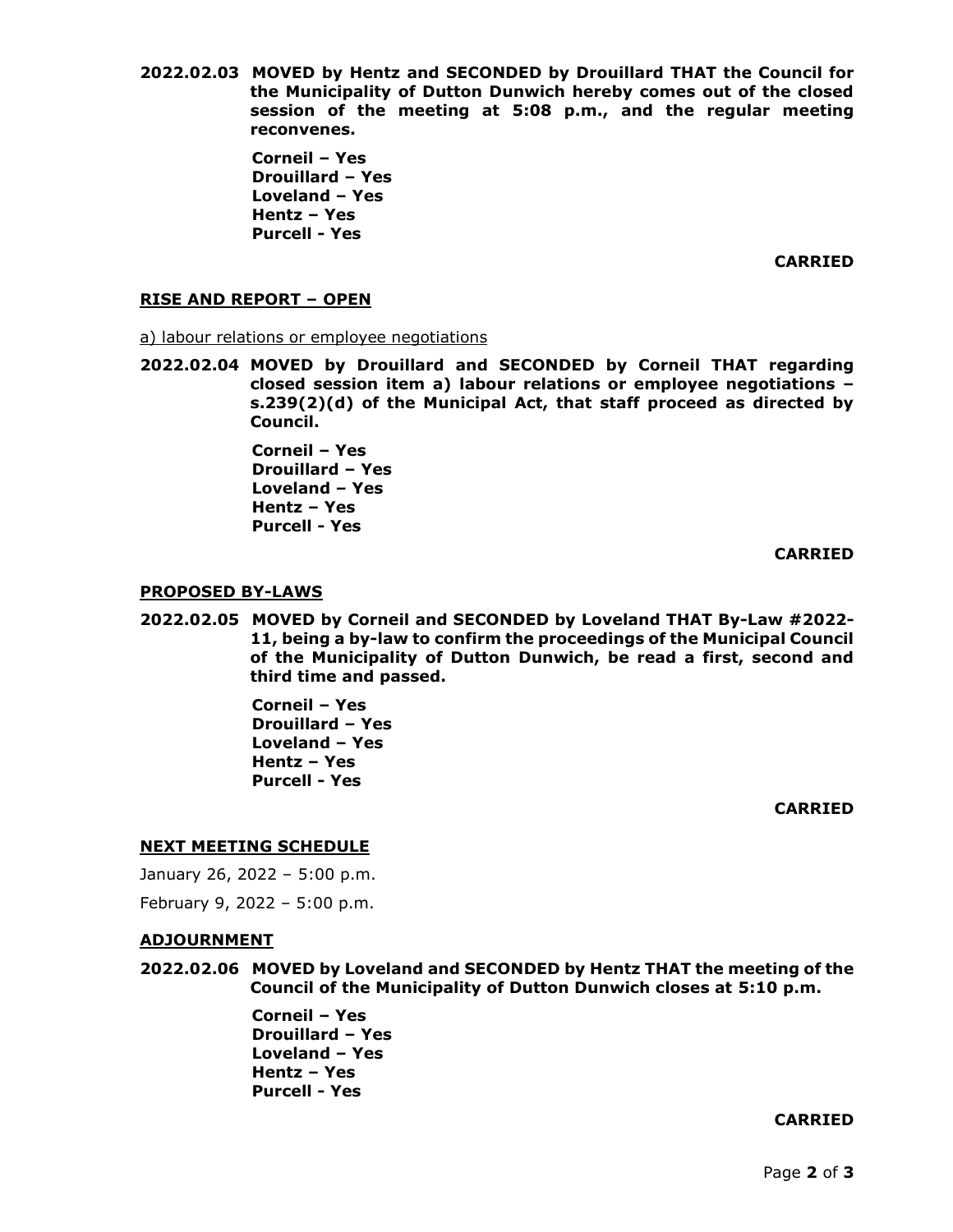**2022.02.03 MOVED by Hentz and SECONDED by Drouillard THAT the Council for the Municipality of Dutton Dunwich hereby comes out of the closed session of the meeting at 5:08 p.m., and the regular meeting reconvenes.**

**Corneil – Yes**
**Drouillard – Yes**
**Loveland – Yes**
**Hentz – Yes**
**Purcell - Yes**

**CARRIED**

## RISE AND REPORT – OPEN

a) labour relations or employee negotiations

**2022.02.04 MOVED by Drouillard and SECONDED by Corneil THAT regarding closed session item a) labour relations or employee negotiations – s.239(2)(d) of the Municipal Act, that staff proceed as directed by Council.**

**Corneil – Yes**
**Drouillard – Yes**
**Loveland – Yes**
**Hentz – Yes**
**Purcell - Yes**

**CARRIED**

## PROPOSED BY-LAWS

**2022.02.05 MOVED by Corneil and SECONDED by Loveland THAT By-Law #2022-11, being a by-law to confirm the proceedings of the Municipal Council of the Municipality of Dutton Dunwich, be read a first, second and third time and passed.**

**Corneil – Yes**
**Drouillard – Yes**
**Loveland – Yes**
**Hentz – Yes**
**Purcell - Yes**

**CARRIED**

## NEXT MEETING SCHEDULE

January 26, 2022 – 5:00 p.m.

February 9, 2022 – 5:00 p.m.

## ADJOURNMENT

**2022.02.06 MOVED by Loveland and SECONDED by Hentz THAT the meeting of the Council of the Municipality of Dutton Dunwich closes at 5:10 p.m.**

**Corneil – Yes**
**Drouillard – Yes**
**Loveland – Yes**
**Hentz – Yes**
**Purcell - Yes**

**CARRIED**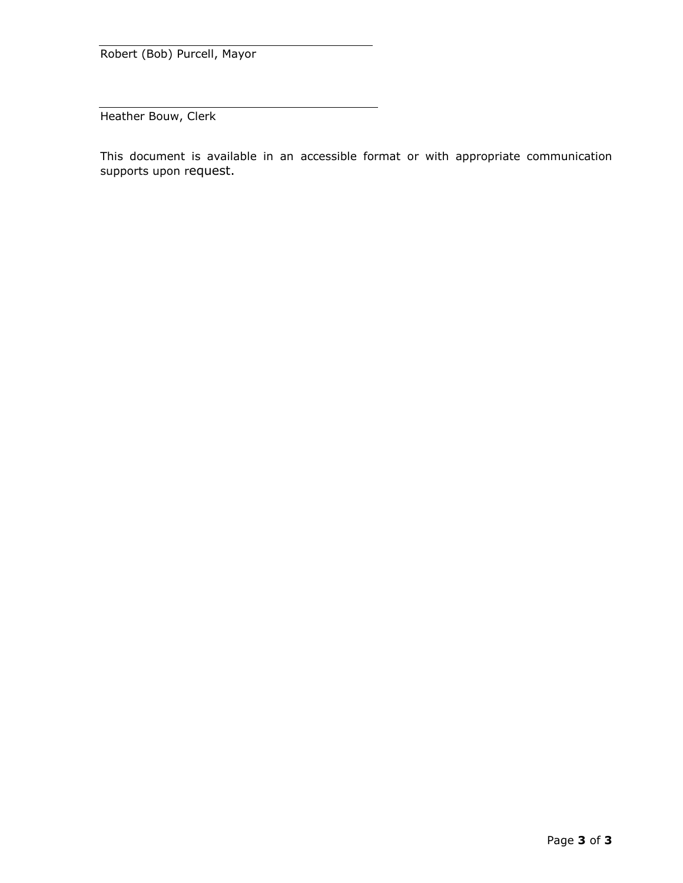Robert (Bob) Purcell, Mayor

Heather Bouw, Clerk

This document is available in an accessible format or with appropriate communication supports upon request.